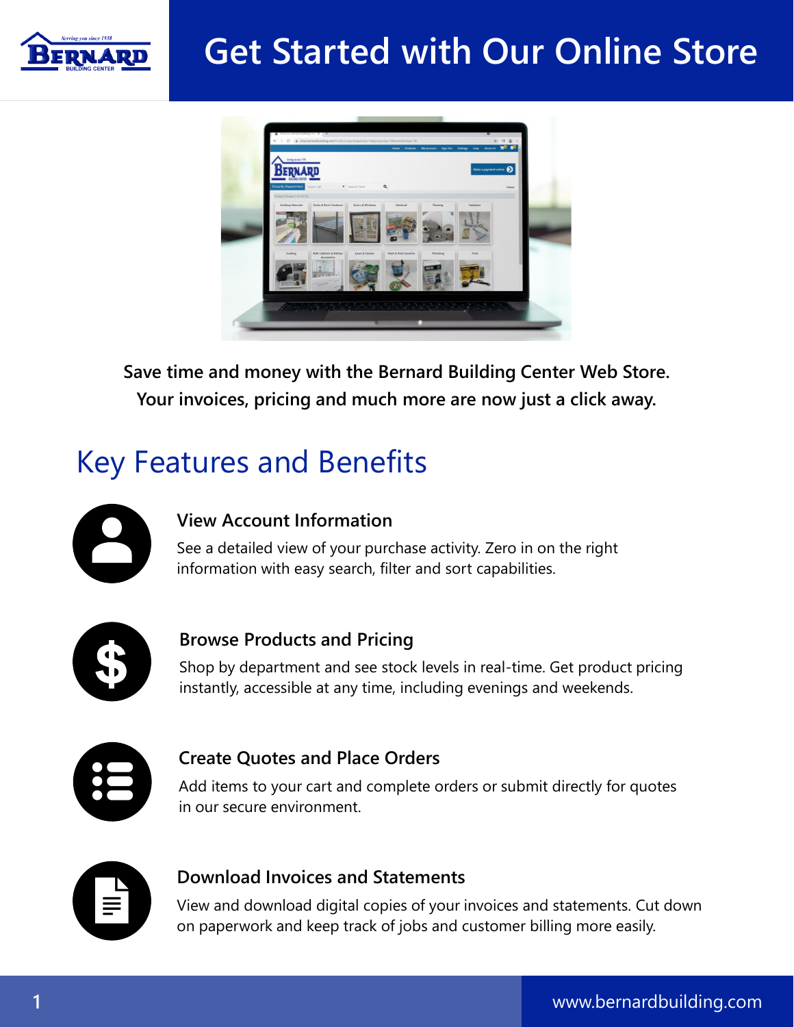# Get Started with Our Online Store

**Save time and money with the Bernard Building Center Web Store. Your invoices, pricing and much more are now just a click away.**

## Key Features and Benefits

### View Account Information

See a detailed view of your purchase activity. Zero in on the right information with easy search, filter and sort capabilities.

### Browse Products and Pricing

Shop by department and see stock levels in real-time. Get product pricing instantly, accessible at any time, including evenings and weekends.

### Create Quotes and Place Orders

Add items to your cart and complete orders or submit directly for quotes in our secure environment.

### Download Invoices and Statements

View and download digital copies of your invoices and statements. Cut down on paperwork and keep track of jobs and customer billing more easily.

www.bernardbuilding.com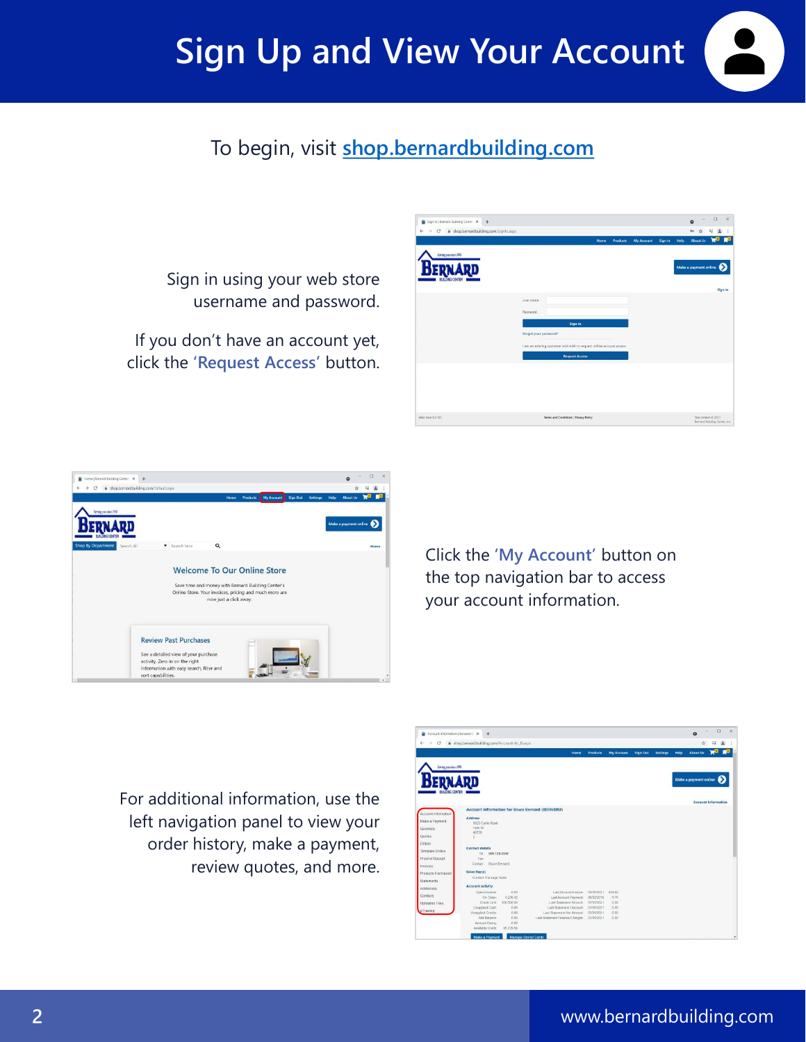# Sign Up and View Your Account

To begin, visit [shop.bernardbuilding.com](shop.bernardbuilding.com)

Sign in using your web store username and password.

If you don't have an account yet, click the '**Request Access**' button.

Click the '**My Account**' button on the top navigation bar to access your account information.

For additional information, use the left navigation panel to view your order history, make a payment, review quotes, and more.

www.bernardbuilding.com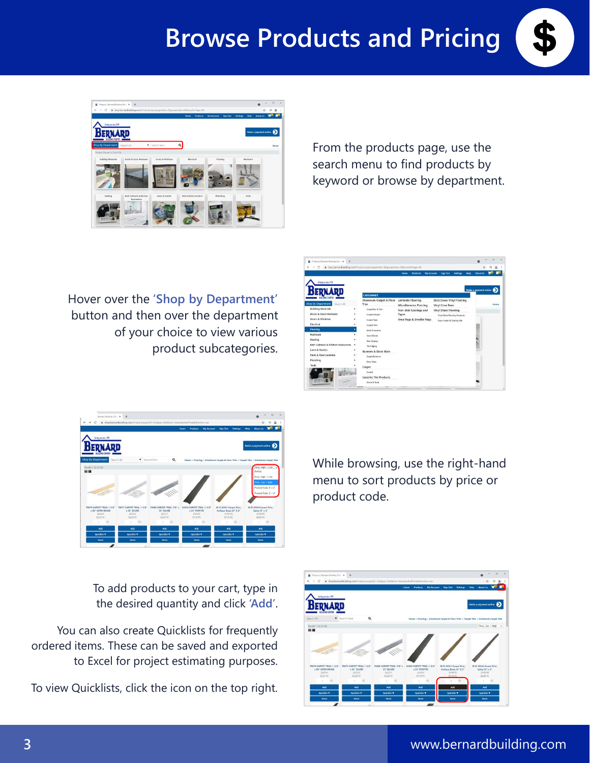# Browse Products and Pricing

From the products page, use the search menu to find products by keyword or browse by department.

Hover over the **'Shop by Department'** button and then over the department of your choice to view various product subcategories.

While browsing, use the right-hand menu to sort products by price or product code.

To add products to your cart, type in the desired quantity and click **'Add'**.

You can also create Quicklists for frequently ordered items. These can be saved and exported to Excel for project estimating purposes.

To view Quicklists, click the icon on the top right.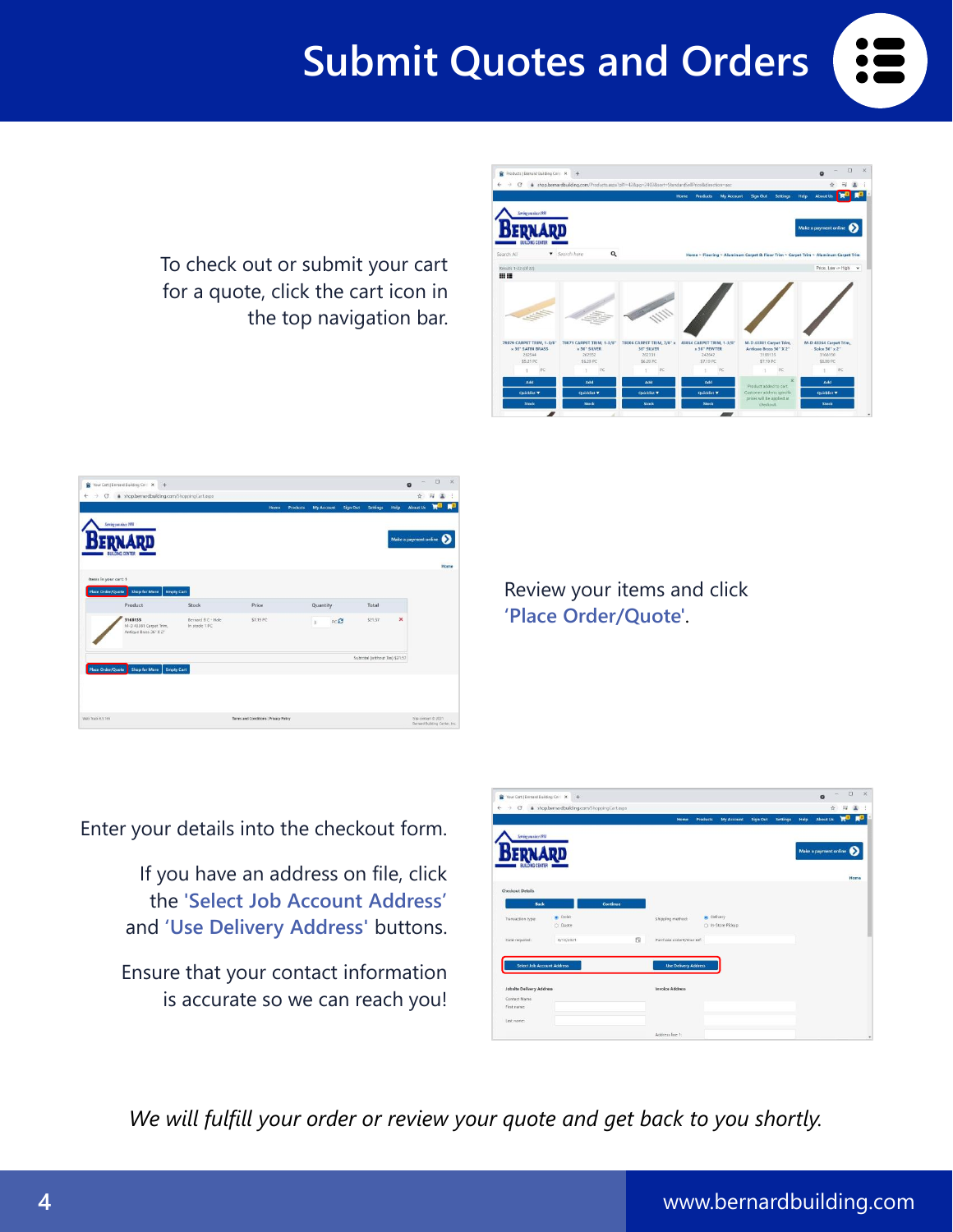# Submit Quotes and Orders

To check out or submit your cart for a quote, click the cart icon in the top navigation bar.

Review your items and click **'Place Order/Quote'**.

Enter your details into the checkout form.

If you have an address on file, click the **'Select Job Account Address'** and **'Use Delivery Address'** buttons.

Ensure that your contact information is accurate so we can reach you!

*We will fulfill your order or review your quote and get back to you shortly.*

www.bernardbuilding.com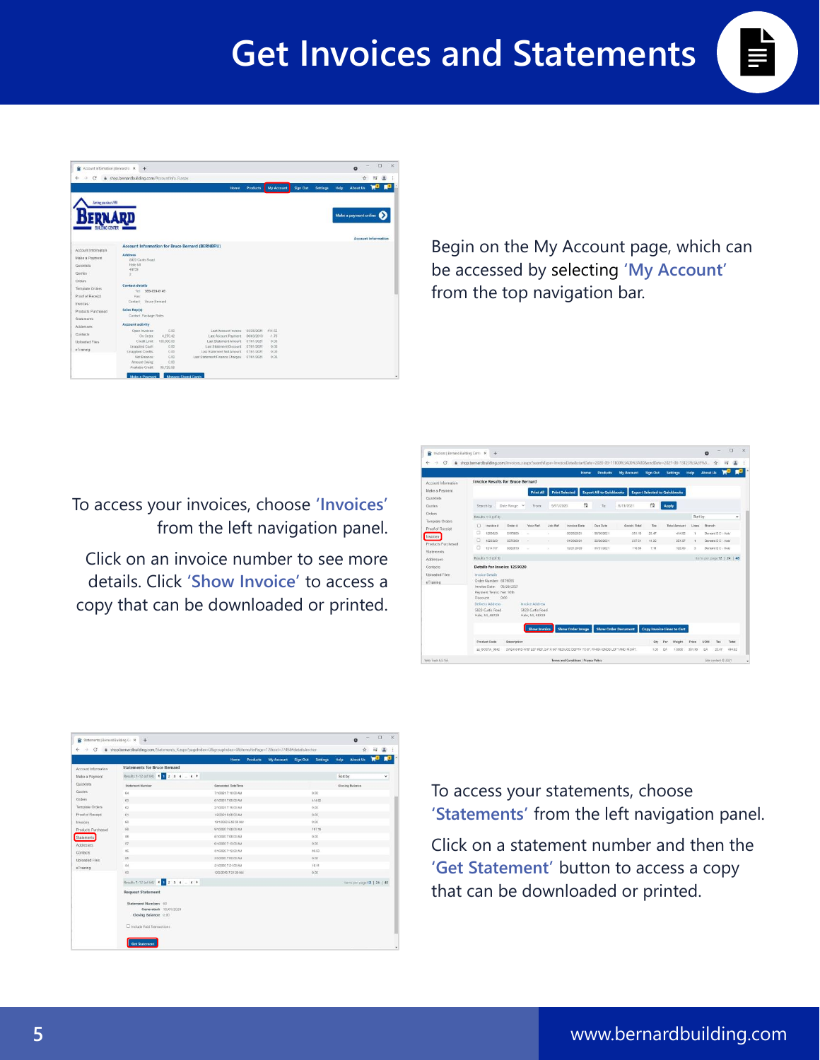# Get Invoices and Statements

Begin on the My Account page, which can be accessed by selecting 'My Account' from the top navigation bar.

To access your invoices, choose 'Invoices' from the left navigation panel.

Click on an invoice number to see more details. Click 'Show Invoice' to access a copy that can be downloaded or printed.

To access your statements, choose 'Statements' from the left navigation panel.

Click on a statement number and then the 'Get Statement' button to access a copy that can be downloaded or printed.

www.bernardbuilding.com